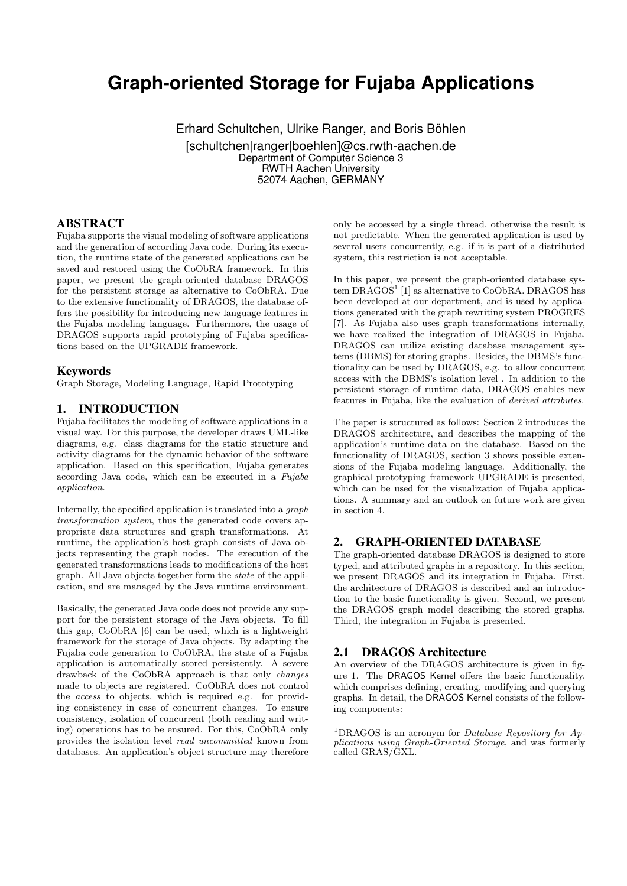# Graph-oriented Storage for Fujaba Applications

Erhard Schultchen, Ulrike Ranger, and Boris Böhlen
[schultchen|ranger|boehlen]@cs.rwth-aachen.de
Department of Computer Science 3
RWTH Aachen University
52074 Aachen, GERMANY

## ABSTRACT

Fujaba supports the visual modeling of software applications and the generation of according Java code. During its execution, the runtime state of the generated applications can be saved and restored using the CoObRA framework. In this paper, we present the graph-oriented database DRAGOS for the persistent storage as alternative to CoObRA. Due to the extensive functionality of DRAGOS, the database offers the possibility for introducing new language features in the Fujaba modeling language. Furthermore, the usage of DRAGOS supports rapid prototyping of Fujaba specifications based on the UPGRADE framework.

### Keywords

Graph Storage, Modeling Language, Rapid Prototyping

## 1. INTRODUCTION

Fujaba facilitates the modeling of software applications in a visual way. For this purpose, the developer draws UML-like diagrams, e.g. class diagrams for the static structure and activity diagrams for the dynamic behavior of the software application. Based on this specification, Fujaba generates according Java code, which can be executed in a *Fujaba application*.

Internally, the specified application is translated into a *graph transformation system*, thus the generated code covers appropriate data structures and graph transformations. At runtime, the application's host graph consists of Java objects representing the graph nodes. The execution of the generated transformations leads to modifications of the host graph. All Java objects together form the *state* of the application, and are managed by the Java runtime environment.

Basically, the generated Java code does not provide any support for the persistent storage of the Java objects. To fill this gap, CoObRA [6] can be used, which is a lightweight framework for the storage of Java objects. By adapting the Fujaba code generation to CoObRA, the state of a Fujaba application is automatically stored persistently. A severe drawback of the CoObRA approach is that only *changes* made to objects are registered. CoObRA does not control the *access* to objects, which is required e.g. for providing consistency in case of concurrent changes. To ensure consistency, isolation of concurrent (both reading and writing) operations has to be ensured. For this, CoObRA only provides the isolation level *read uncommitted* known from databases. An application's object structure may therefore only be accessed by a single thread, otherwise the result is not predictable. When the generated application is used by several users concurrently, e.g. if it is part of a distributed system, this restriction is not acceptable.

In this paper, we present the graph-oriented database system DRAGOS[1] [1] as alternative to CoObRA. DRAGOS has been developed at our department, and is used by applications generated with the graph rewriting system PROGRES [7]. As Fujaba also uses graph transformations internally, we have realized the integration of DRAGOS in Fujaba. DRAGOS can utilize existing database management systems (DBMS) for storing graphs. Besides, the DBMS's functionality can be used by DRAGOS, e.g. to allow concurrent access with the DBMS's isolation level . In addition to the persistent storage of runtime data, DRAGOS enables new features in Fujaba, like the evaluation of *derived attributes*.

The paper is structured as follows: Section 2 introduces the DRAGOS architecture, and describes the mapping of the application's runtime data on the database. Based on the functionality of DRAGOS, section 3 shows possible extensions of the Fujaba modeling language. Additionally, the graphical prototyping framework UPGRADE is presented, which can be used for the visualization of Fujaba applications. A summary and an outlook on future work are given in section 4.

## 2. GRAPH-ORIENTED DATABASE

The graph-oriented database DRAGOS is designed to store typed, and attributed graphs in a repository. In this section, we present DRAGOS and its integration in Fujaba. First, the architecture of DRAGOS is described and an introduction to the basic functionality is given. Second, we present the DRAGOS graph model describing the stored graphs. Third, the integration in Fujaba is presented.

### 2.1 DRAGOS Architecture

An overview of the DRAGOS architecture is given in figure 1. The DRAGOS Kernel offers the basic functionality, which comprises defining, creating, modifying and querying graphs. In detail, the DRAGOS Kernel consists of the following components:

[1] DRAGOS is an acronym for *Database Repository for Applications using Graph-Oriented Storage*, and was formerly called GRAS/GXL.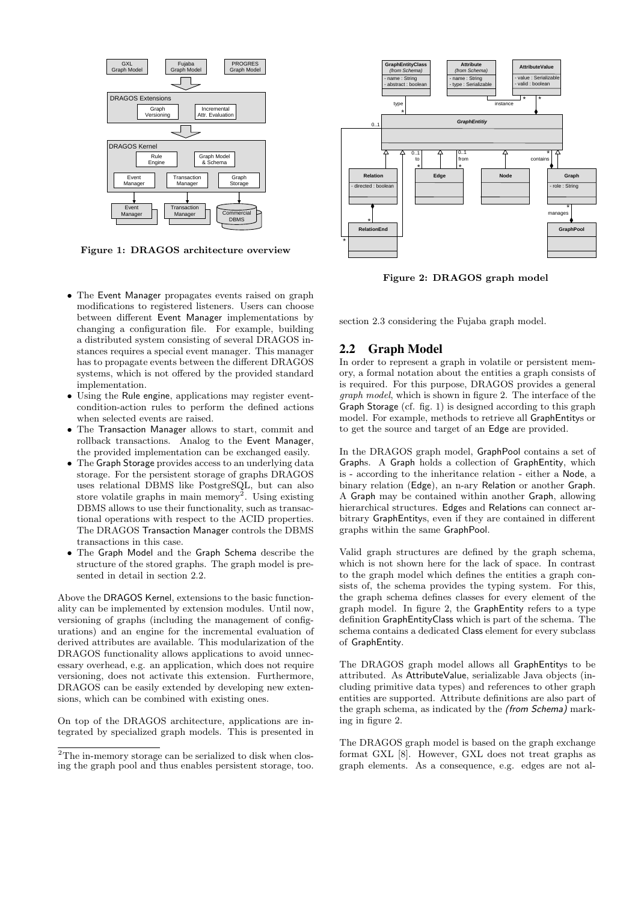Figure 1: DRAGOS architecture overview

- The Event Manager propagates events raised on graph modifications to registered listeners. Users can choose between different Event Manager implementations by changing a configuration file. For example, building a distributed system consisting of several DRAGOS instances requires a special event manager. This manager has to propagate events between the different DRAGOS systems, which is not offered by the provided standard implementation.
- Using the Rule engine, applications may register event-condition-action rules to perform the defined actions when selected events are raised.
- The Transaction Manager allows to start, commit and rollback transactions. Analog to the Event Manager, the provided implementation can be exchanged easily.
- The Graph Storage provides access to an underlying data storage. For the persistent storage of graphs DRAGOS uses relational DBMS like PostgreSQL, but can also store volatile graphs in main memory[2]. Using existing DBMS allows to use their functionality, such as transactional operations with respect to the ACID properties. The DRAGOS Transaction Manager controls the DBMS transactions in this case.
- The Graph Model and the Graph Schema describe the structure of the stored graphs. The graph model is presented in detail in section 2.2.

Above the DRAGOS Kernel, extensions to the basic functionality can be implemented by extension modules. Until now, versioning of graphs (including the management of configurations) and an engine for the incremental evaluation of derived attributes are available. This modularization of the DRAGOS functionality allows applications to avoid unnecessary overhead, e.g. an application, which does not require versioning, does not activate this extension. Furthermore, DRAGOS can be easily extended by developing new extensions, which can be combined with existing ones.

On top of the DRAGOS architecture, applications are integrated by specialized graph models. This is presented in section 2.3 considering the Fujaba graph model.

[2] The in-memory storage can be serialized to disk when closing the graph pool and thus enables persistent storage, too.

Figure 2: DRAGOS graph model

## 2.2 Graph Model

In order to represent a graph in volatile or persistent memory, a formal notation about the entities a graph consists of is required. For this purpose, DRAGOS provides a general *graph model*, which is shown in figure 2. The interface of the Graph Storage (cf. fig. 1) is designed according to this graph model. For example, methods to retrieve all GraphEntitys or to get the source and target of an Edge are provided.

In the DRAGOS graph model, GraphPool contains a set of Graphs. A Graph holds a collection of GraphEntity, which is - according to the inheritance relation - either a Node, a binary relation (Edge), an n-ary Relation or another Graph. A Graph may be contained within another Graph, allowing hierarchical structures. Edges and Relations can connect arbitrary GraphEntitys, even if they are contained in different graphs within the same GraphPool.

Valid graph structures are defined by the graph schema, which is not shown here for the lack of space. In contrast to the graph model which defines the entities a graph consists of, the schema provides the typing system. For this, the graph schema defines classes for every element of the graph model. In figure 2, the GraphEntity refers to a type definition GraphEntityClass which is part of the schema. The schema contains a dedicated Class element for every subclass of GraphEntity.

The DRAGOS graph model allows all GraphEntitys to be attributed. As AttributeValue, serializable Java objects (including primitive data types) and references to other graph entities are supported. Attribute definitions are also part of the graph schema, as indicated by the *(from Schema)* marking in figure 2.

The DRAGOS graph model is based on the graph exchange format GXL [8]. However, GXL does not treat graphs as graph elements. As a consequence, e.g. edges are not al-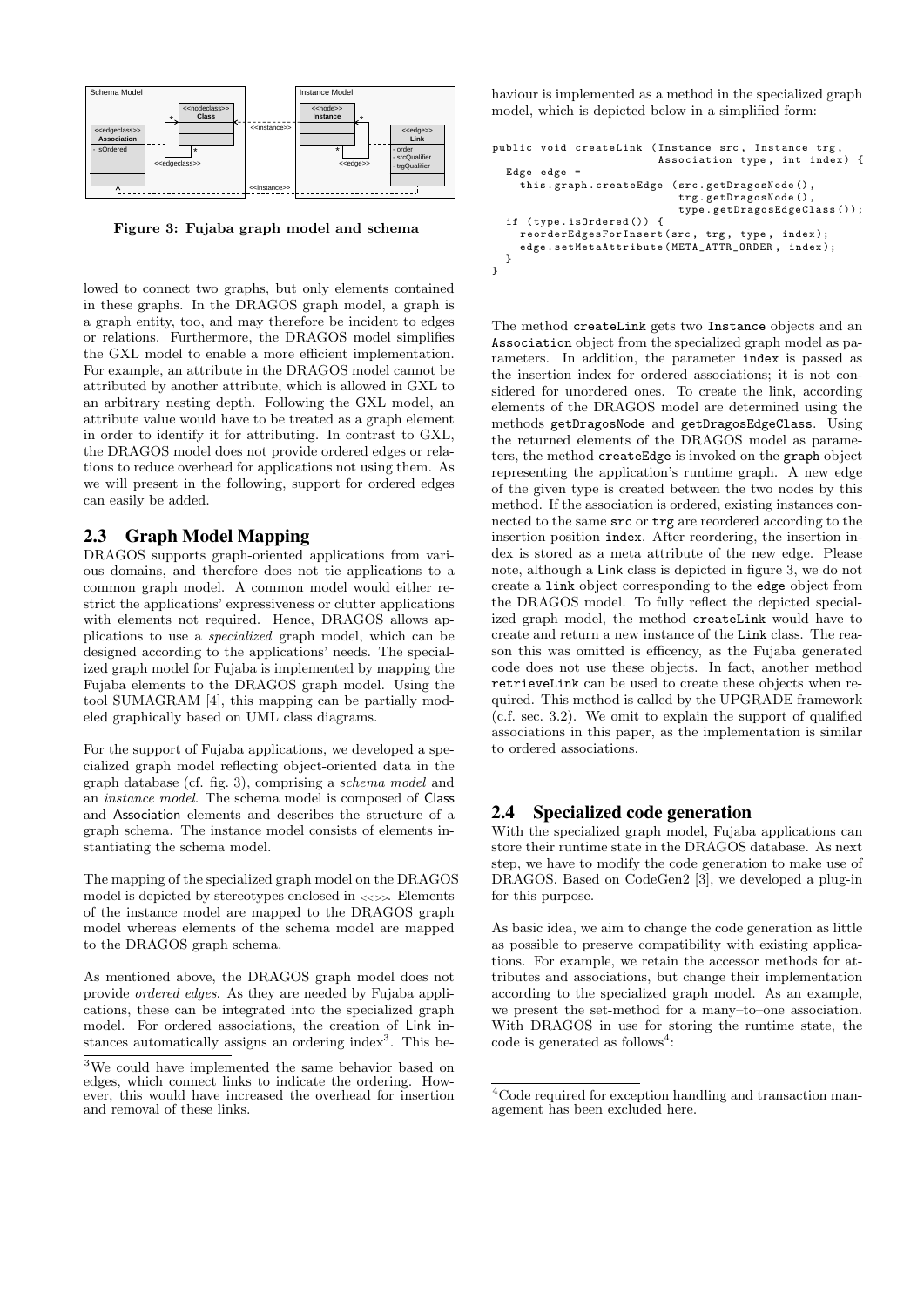Figure 3: Fujaba graph model and schema

lowed to connect two graphs, but only elements contained in these graphs. In the DRAGOS graph model, a graph is a graph entity, too, and may therefore be incident to edges or relations. Furthermore, the DRAGOS model simplifies the GXL model to enable a more efficient implementation. For example, an attribute in the DRAGOS model cannot be attributed by another attribute, which is allowed in GXL to an arbitrary nesting depth. Following the GXL model, an attribute value would have to be treated as a graph element in order to identify it for attributing. In contrast to GXL, the DRAGOS model does not provide ordered edges or relations to reduce overhead for applications not using them. As we will present in the following, support for ordered edges can easily be added.

## 2.3 Graph Model Mapping

DRAGOS supports graph-oriented applications from various domains, and therefore does not tie applications to a common graph model. A common model would either restrict the applications' expressiveness or clutter applications with elements not required. Hence, DRAGOS allows applications to use a *specialized* graph model, which can be designed according to the applications' needs. The specialized graph model for Fujaba is implemented by mapping the Fujaba elements to the DRAGOS graph model. Using the tool SUMAGRAM [4], this mapping can be partially modeled graphically based on UML class diagrams.

For the support of Fujaba applications, we developed a specialized graph model reflecting object-oriented data in the graph database (cf. fig. 3), comprising a *schema model* and an *instance model*. The schema model is composed of Class and Association elements and describes the structure of a graph schema. The instance model consists of elements instantiating the schema model.

The mapping of the specialized graph model on the DRAGOS model is depicted by stereotypes enclosed in <<>>. Elements of the instance model are mapped to the DRAGOS graph model whereas elements of the schema model are mapped to the DRAGOS graph schema.

As mentioned above, the DRAGOS graph model does not provide *ordered edges*. As they are needed by Fujaba applications, these can be integrated into the specialized graph model. For ordered associations, the creation of Link instances automatically assigns an ordering index[3]. This behaviour is implemented as a method in the specialized graph model, which is depicted below in a simplified form:

```
public void createLink (Instance src, Instance trg,
                        Association type, int index) {
  Edge edge =
    this.graph.createEdge (src.getDragosNode(),
                           trg.getDragosNode(),
                           type.getDragosEdgeClass());
  if (type.isOrdered()) {
    reorderEdgesForInsert(src, trg, type, index);
    edge.setMetaAttribute(META_ATTR_ORDER, index);
  }
}
```

The method `createLink` gets two `Instance` objects and an `Association` object from the specialized graph model as parameters. In addition, the parameter `index` is passed as the insertion index for ordered associations; it is not considered for unordered ones. To create the link, according elements of the DRAGOS model are determined using the methods `getDragosNode` and `getDragosEdgeClass`. Using the returned elements of the DRAGOS model as parameters, the method `createEdge` is invoked on the `graph` object representing the application's runtime graph. A new edge of the given type is created between the two nodes by this method. If the association is ordered, existing instances connected to the same `src` or `trg` are reordered according to the insertion position `index`. After reordering, the insertion index is stored as a meta attribute of the new edge. Please note, although a Link class is depicted in figure 3, we do not create a `link` object corresponding to the `edge` object from the DRAGOS model. To fully reflect the depicted specialized graph model, the method `createLink` would have to create and return a new instance of the Link class. The reason this was omitted is efficency, as the Fujaba generated code does not use these objects. In fact, another method `retrieveLink` can be used to create these objects when required. This method is called by the UPGRADE framework (c.f. sec. 3.2). We omit to explain the support of qualified associations in this paper, as the implementation is similar to ordered associations.

## 2.4 Specialized code generation

With the specialized graph model, Fujaba applications can store their runtime state in the DRAGOS database. As next step, we have to modify the code generation to make use of DRAGOS. Based on CodeGen2 [3], we developed a plug-in for this purpose.

As basic idea, we aim to change the code generation as little as possible to preserve compatibility with existing applications. For example, we retain the accessor methods for attributes and associations, but change their implementation according to the specialized graph model. As an example, we present the set-method for a many–to–one association. With DRAGOS in use for storing the runtime state, the code is generated as follows[4]:

[3] We could have implemented the same behavior based on edges, which connect links to indicate the ordering. However, this would have increased the overhead for insertion and removal of these links.

[4] Code required for exception handling and transaction management has been excluded here.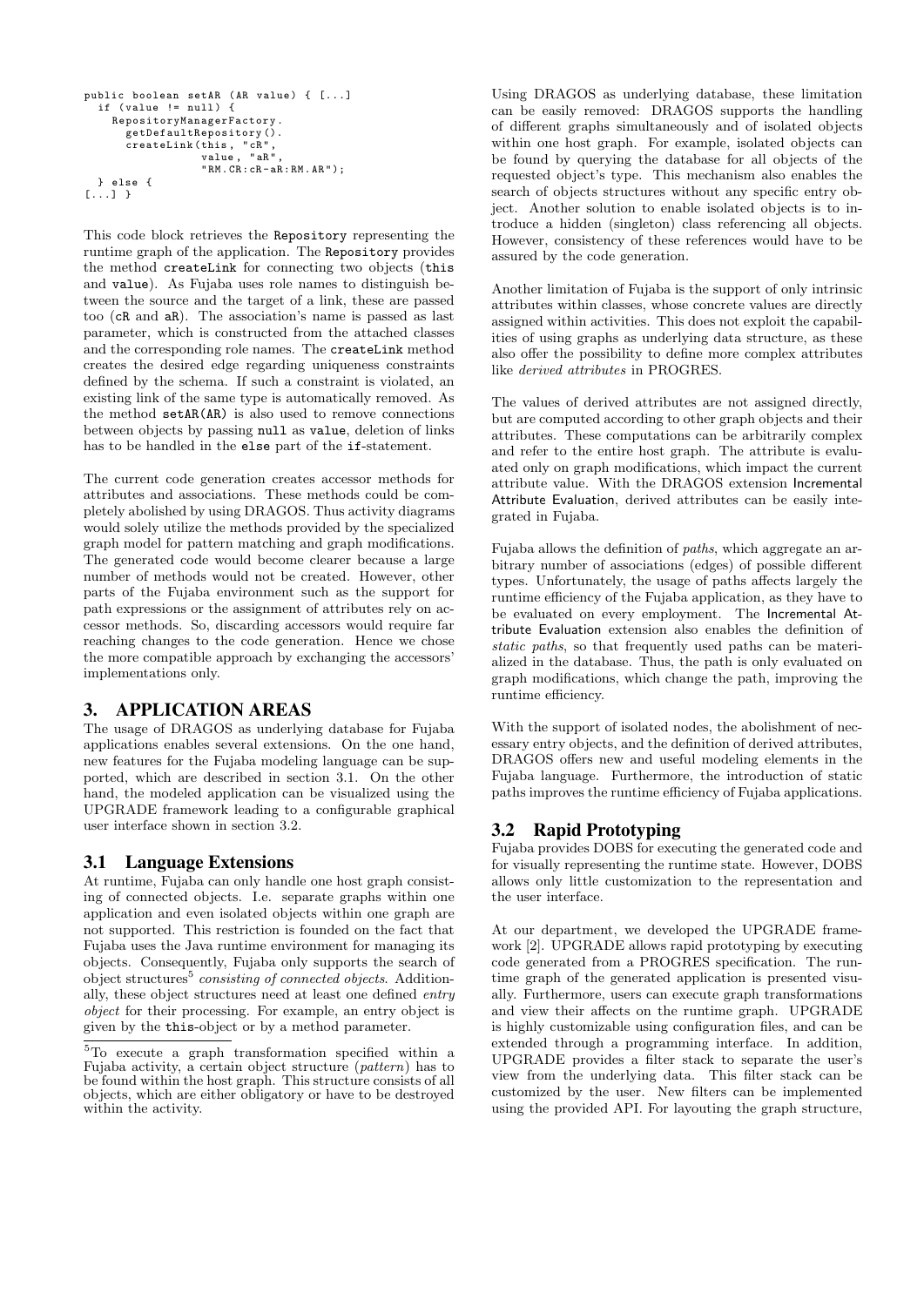```
public boolean setAR (AR value) { [...]
  if (value != null) {
    RepositoryManagerFactory.
      getDefaultRepository().
      createLink(this, "cR",
                 value, "aR",
                 "RM.CR:cR-aR:RM.AR");
  } else {
[...] }
```

This code block retrieves the Repository representing the runtime graph of the application. The Repository provides the method createLink for connecting two objects (this and value). As Fujaba uses role names to distinguish between the source and the target of a link, these are passed too (cR and aR). The association's name is passed as last parameter, which is constructed from the attached classes and the corresponding role names. The createLink method creates the desired edge regarding uniqueness constraints defined by the schema. If such a constraint is violated, an existing link of the same type is automatically removed. As the method setAR(AR) is also used to remove connections between objects by passing null as value, deletion of links has to be handled in the else part of the if-statement.

The current code generation creates accessor methods for attributes and associations. These methods could be completely abolished by using DRAGOS. Thus activity diagrams would solely utilize the methods provided by the specialized graph model for pattern matching and graph modifications. The generated code would become clearer because a large number of methods would not be created. However, other parts of the Fujaba environment such as the support for path expressions or the assignment of attributes rely on accessor methods. So, discarding accessors would require far reaching changes to the code generation. Hence we chose the more compatible approach by exchanging the accessors' implementations only.

# 3. APPLICATION AREAS

The usage of DRAGOS as underlying database for Fujaba applications enables several extensions. On the one hand, new features for the Fujaba modeling language can be supported, which are described in section 3.1. On the other hand, the modeled application can be visualized using the UPGRADE framework leading to a configurable graphical user interface shown in section 3.2.

## 3.1 Language Extensions

At runtime, Fujaba can only handle one host graph consisting of connected objects. I.e. separate graphs within one application and even isolated objects within one graph are not supported. This restriction is founded on the fact that Fujaba uses the Java runtime environment for managing its objects. Consequently, Fujaba only supports the search of object structures[5] *consisting of connected objects*. Additionally, these object structures need at least one defined *entry object* for their processing. For example, an entry object is given by the this-object or by a method parameter.

[5] To execute a graph transformation specified within a Fujaba activity, a certain object structure (*pattern*) has to be found within the host graph. This structure consists of all objects, which are either obligatory or have to be destroyed within the activity.

Using DRAGOS as underlying database, these limitation can be easily removed: DRAGOS supports the handling of different graphs simultaneously and of isolated objects within one host graph. For example, isolated objects can be found by querying the database for all objects of the requested object's type. This mechanism also enables the search of objects structures without any specific entry object. Another solution to enable isolated objects is to introduce a hidden (singleton) class referencing all objects. However, consistency of these references would have to be assured by the code generation.

Another limitation of Fujaba is the support of only intrinsic attributes within classes, whose concrete values are directly assigned within activities. This does not exploit the capabilities of using graphs as underlying data structure, as these also offer the possibility to define more complex attributes like *derived attributes* in PROGRES.

The values of derived attributes are not assigned directly, but are computed according to other graph objects and their attributes. These computations can be arbitrarily complex and refer to the entire host graph. The attribute is evaluated only on graph modifications, which impact the current attribute value. With the DRAGOS extension Incremental Attribute Evaluation, derived attributes can be easily integrated in Fujaba.

Fujaba allows the definition of *paths*, which aggregate an arbitrary number of associations (edges) of possible different types. Unfortunately, the usage of paths affects largely the runtime efficiency of the Fujaba application, as they have to be evaluated on every employment. The Incremental Attribute Evaluation extension also enables the definition of *static paths*, so that frequently used paths can be materialized in the database. Thus, the path is only evaluated on graph modifications, which change the path, improving the runtime efficiency.

With the support of isolated nodes, the abolishment of necessary entry objects, and the definition of derived attributes, DRAGOS offers new and useful modeling elements in the Fujaba language. Furthermore, the introduction of static paths improves the runtime efficiency of Fujaba applications.

## 3.2 Rapid Prototyping

Fujaba provides DOBS for executing the generated code and for visually representing the runtime state. However, DOBS allows only little customization to the representation and the user interface.

At our department, we developed the UPGRADE framework [2]. UPGRADE allows rapid prototyping by executing code generated from a PROGRES specification. The runtime graph of the generated application is presented visually. Furthermore, users can execute graph transformations and view their affects on the runtime graph. UPGRADE is highly customizable using configuration files, and can be extended through a programming interface. In addition, UPGRADE provides a filter stack to separate the user's view from the underlying data. This filter stack can be customized by the user. New filters can be implemented using the provided API. For layouting the graph structure,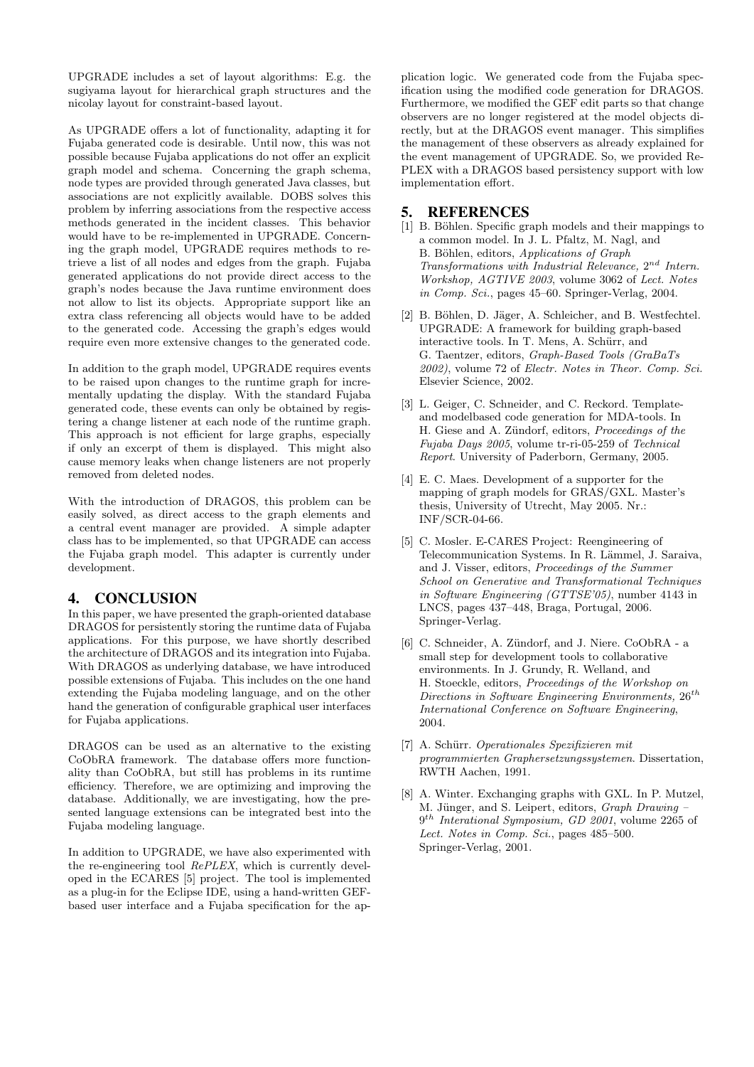UPGRADE includes a set of layout algorithms: E.g. the sugiyama layout for hierarchical graph structures and the nicolay layout for constraint-based layout.

As UPGRADE offers a lot of functionality, adapting it for Fujaba generated code is desirable. Until now, this was not possible because Fujaba applications do not offer an explicit graph model and schema. Concerning the graph schema, node types are provided through generated Java classes, but associations are not explicitly available. DOBS solves this problem by inferring associations from the respective access methods generated in the incident classes. This behavior would have to be re-implemented in UPGRADE. Concerning the graph model, UPGRADE requires methods to retrieve a list of all nodes and edges from the graph. Fujaba generated applications do not provide direct access to the graph's nodes because the Java runtime environment does not allow to list its objects. Appropriate support like an extra class referencing all objects would have to be added to the generated code. Accessing the graph's edges would require even more extensive changes to the generated code.

In addition to the graph model, UPGRADE requires events to be raised upon changes to the runtime graph for incrementally updating the display. With the standard Fujaba generated code, these events can only be obtained by registering a change listener at each node of the runtime graph. This approach is not efficient for large graphs, especially if only an excerpt of them is displayed. This might also cause memory leaks when change listeners are not properly removed from deleted nodes.

With the introduction of DRAGOS, this problem can be easily solved, as direct access to the graph elements and a central event manager are provided. A simple adapter class has to be implemented, so that UPGRADE can access the Fujaba graph model. This adapter is currently under development.

## 4. CONCLUSION

In this paper, we have presented the graph-oriented database DRAGOS for persistently storing the runtime data of Fujaba applications. For this purpose, we have shortly described the architecture of DRAGOS and its integration into Fujaba. With DRAGOS as underlying database, we have introduced possible extensions of Fujaba. This includes on the one hand extending the Fujaba modeling language, and on the other hand the generation of configurable graphical user interfaces for Fujaba applications.

DRAGOS can be used as an alternative to the existing CoObRA framework. The database offers more functionality than CoObRA, but still has problems in its runtime efficiency. Therefore, we are optimizing and improving the database. Additionally, we are investigating, how the presented language extensions can be integrated best into the Fujaba modeling language.

In addition to UPGRADE, we have also experimented with the re-engineering tool *RePLEX*, which is currently developed in the ECARES [5] project. The tool is implemented as a plug-in for the Eclipse IDE, using a hand-written GEF-based user interface and a Fujaba specification for the application logic. We generated code from the Fujaba specification using the modified code generation for DRAGOS. Furthermore, we modified the GEF edit parts so that change observers are no longer registered at the model objects directly, but at the DRAGOS event manager. This simplifies the management of these observers as already explained for the event management of UPGRADE. So, we provided RePLEX with a DRAGOS based persistency support with low implementation effort.

## 5. REFERENCES

[1] B. Böhlen. Specific graph models and their mappings to a common model. In J. L. Pfaltz, M. Nagl, and B. Böhlen, editors, *Applications of Graph Transformations with Industrial Relevance, $2^{nd}$ Intern. Workshop, AGTIVE 2003*, volume 3062 of *Lect. Notes in Comp. Sci.*, pages 45–60. Springer-Verlag, 2004.

[2] B. Böhlen, D. Jäger, A. Schleicher, and B. Westfechtel. UPGRADE: A framework for building graph-based interactive tools. In T. Mens, A. Schürr, and G. Taentzer, editors, *Graph-Based Tools (GraBaTs 2002)*, volume 72 of *Electr. Notes in Theor. Comp. Sci.* Elsevier Science, 2002.

[3] L. Geiger, C. Schneider, and C. Reckord. Template- and modelbased code generation for MDA-tools. In H. Giese and A. Zündorf, editors, *Proceedings of the Fujaba Days 2005*, volume tr-ri-05-259 of *Technical Report*. University of Paderborn, Germany, 2005.

[4] E. C. Maes. Development of a supporter for the mapping of graph models for GRAS/GXL. Master's thesis, University of Utrecht, May 2005. Nr.: INF/SCR-04-66.

[5] C. Mosler. E-CARES Project: Reengineering of Telecommunication Systems. In R. Lämmel, J. Saraiva, and J. Visser, editors, *Proceedings of the Summer School on Generative and Transformational Techniques in Software Engineering (GTTSE'05)*, number 4143 in LNCS, pages 437–448, Braga, Portugal, 2006. Springer-Verlag.

[6] C. Schneider, A. Zündorf, and J. Niere. CoObRA - a small step for development tools to collaborative environments. In J. Grundy, R. Welland, and H. Stoeckle, editors, *Proceedings of the Workshop on Directions in Software Engineering Environments, $26^{th}$ International Conference on Software Engineering*, 2004.

[7] A. Schürr. *Operationales Spezifizieren mit programmierten Graphersetzungssystemen*. Dissertation, RWTH Aachen, 1991.

[8] A. Winter. Exchanging graphs with GXL. In P. Mutzel, M. Jünger, and S. Leipert, editors, *Graph Drawing – $9^{th}$ Interational Symposium, GD 2001*, volume 2265 of *Lect. Notes in Comp. Sci.*, pages 485–500. Springer-Verlag, 2001.